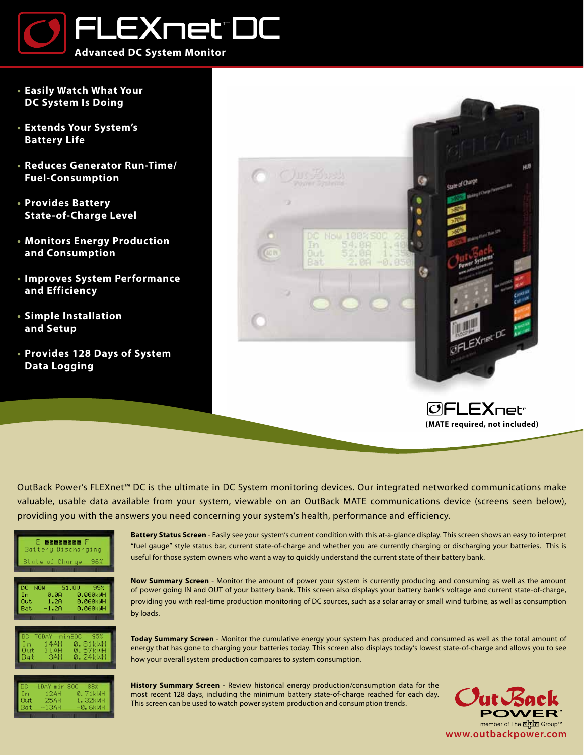# FLEXnet™ DC

## Advanced DC System Monitor

- **Easily Watch What Your DC System Is Doing**
- **Extends Your System's Battery Life**
- **Reduces Generator Run-Time/ Fuel-Consumption**
- **Provides Battery State-of-Charge Level**
- **Monitors Energy Production and Consumption**
- **Improves System Performance and Efficiency**
- **Simple Installation and Setup**
- **Provides 128 Days of System Data Logging**

FLEXnet™

**(MATE required, not included)**

OutBack Power's FLEXnet™ DC is the ultimate in DC System monitoring devices. Our integrated networked communications make valuable, usable data available from your system, viewable on an OutBack MATE communications device (screens seen below), providing you with the answers you need concerning your system's health, performance and efficiency.

**Battery Status Screen** - Easily see your system's current condition with this at-a-glance display. This screen shows an easy to interpret "fuel gauge" style status bar, current state-of-charge and whether you are currently charging or discharging your batteries. This is useful for those system owners who want a way to quickly understand the current state of their battery bank.

**Now Summary Screen** - Monitor the amount of power your system is currently producing and consuming as well as the amount of power going IN and OUT of your battery bank. This screen also displays your battery bank's voltage and current state-of-charge, providing you with real-time production monitoring of DC sources, such as a solar array or small wind turbine, as well as consumption by loads.

**Today Summary Screen** - Monitor the cumulative energy your system has produced and consumed as well as the total amount of energy that has gone to charging your batteries today. This screen also displays today's lowest state-of-charge and allows you to see how your overall system production compares to system consumption.

**History Summary Screen** - Review historical energy production/consumption data for the most recent 128 days, including the minimum battery state-of-charge reached for each day. This screen can be used to watch power system production and consumption trends.

OutBack POWER™

member of The alpha Group™

www.outbackpower.com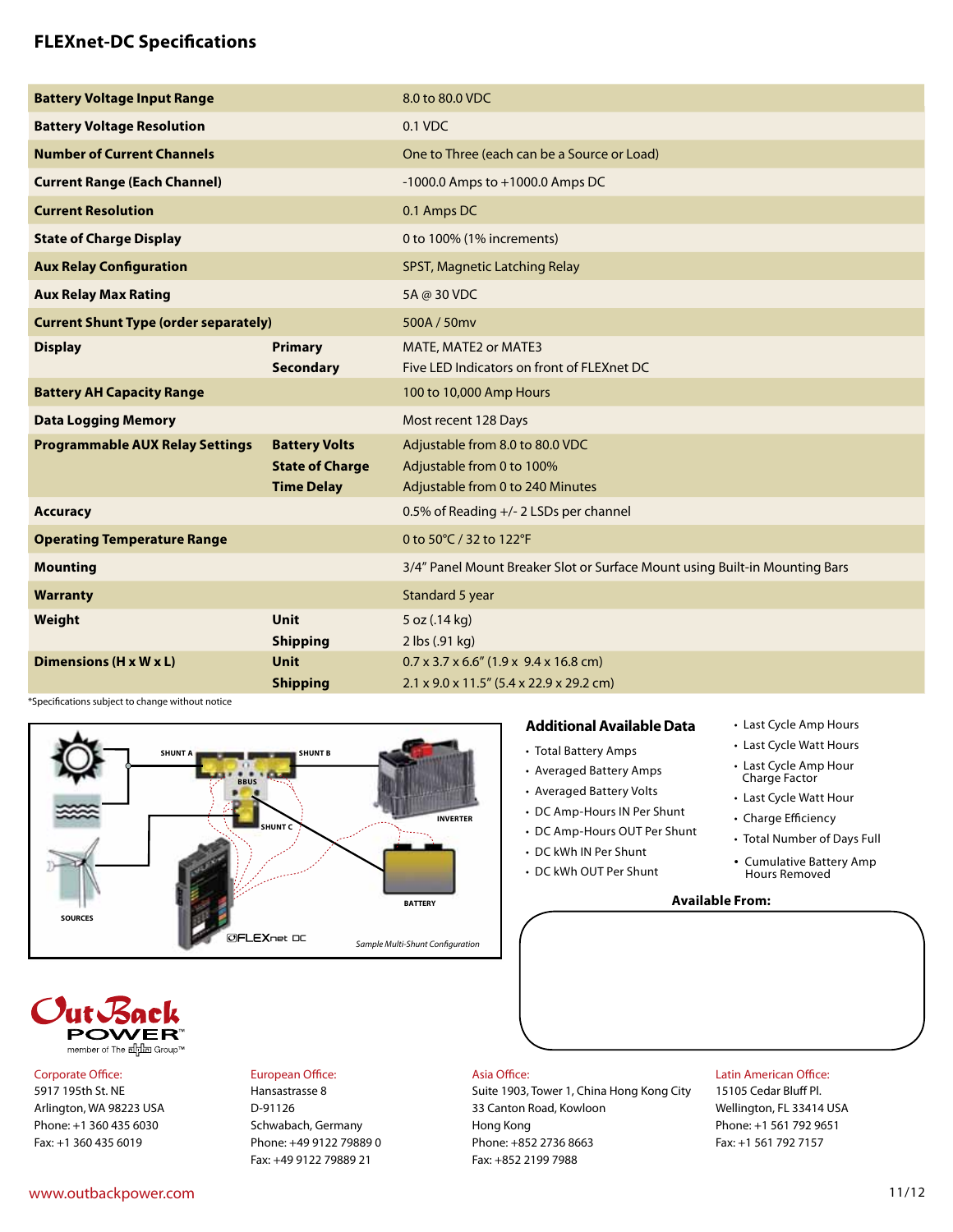## FLEXnet-DC Specifications

| | | |
|---|---|---|
| **Battery Voltage Input Range** | | 8.0 to 80.0 VDC |
| **Battery Voltage Resolution** | | 0.1 VDC |
| **Number of Current Channels** | | One to Three (each can be a Source or Load) |
| **Current Range (Each Channel)** | | -1000.0 Amps to +1000.0 Amps DC |
| **Current Resolution** | | 0.1 Amps DC |
| **State of Charge Display** | | 0 to 100% (1% increments) |
| **Aux Relay Configuration** | | SPST, Magnetic Latching Relay |
| **Aux Relay Max Rating** | | 5A @ 30 VDC |
| **Current Shunt Type (order separately)** | | 500A / 50mv |
| **Display** | **Primary** | MATE, MATE2 or MATE3 |
| | **Secondary** | Five LED Indicators on front of FLEXnet DC |
| **Battery AH Capacity Range** | | 100 to 10,000 Amp Hours |
| **Data Logging Memory** | | Most recent 128 Days |
| **Programmable AUX Relay Settings** | **Battery Volts** | Adjustable from 8.0 to 80.0 VDC |
| | **State of Charge** | Adjustable from 0 to 100% |
| | **Time Delay** | Adjustable from 0 to 240 Minutes |
| **Accuracy** | | 0.5% of Reading +/- 2 LSDs per channel |
| **Operating Temperature Range** | | 0 to 50°C / 32 to 122°F |
| **Mounting** | | 3/4" Panel Mount Breaker Slot or Surface Mount using Built-in Mounting Bars |
| **Warranty** | | Standard 5 year |
| **Weight** | **Unit** | 5 oz (.14 kg) |
| | **Shipping** | 2 lbs (.91 kg) |
| **Dimensions (H x W x L)** | **Unit** | 0.7 x 3.7 x 6.6" (1.9 x 9.4 x 16.8 cm) |
| | **Shipping** | 2.1 x 9.0 x 11.5" (5.4 x 22.9 x 29.2 cm) |

*Specifications subject to change without notice

SHUNT A
SHUNT B
BBUS
SHUNT C
INVERTER
BATTERY
SOURCES
FLEXnet DC

*Sample Multi-Shunt Configuration*

### Additional Available Data

- Total Battery Amps
- Averaged Battery Amps
- Averaged Battery Volts
- DC Amp-Hours IN Per Shunt
- DC Amp-Hours OUT Per Shunt
- DC kWh IN Per Shunt
- DC kWh OUT Per Shunt
- Last Cycle Amp Hours
- Last Cycle Watt Hours
- Last Cycle Amp Hour Charge Factor
- Last Cycle Watt Hour
- Charge Efficiency
- Total Number of Days Full
- Cumulative Battery Amp Hours Removed

**Available From:**

OutBack POWER
member of The alpha Group™

Corporate Office:
5917 195th St. NE
Arlington, WA 98223 USA
Phone: +1 360 435 6030
Fax: +1 360 435 6019

European Office:
Hansastrasse 8
D-91126
Schwabach, Germany
Phone: +49 9122 79889 0
Fax: +49 9122 79889 21

Asia Office:
Suite 1903, Tower 1, China Hong Kong City
33 Canton Road, Kowloon
Hong Kong
Phone: +852 2736 8663
Fax: +852 2199 7988

Latin American Office:
15105 Cedar Bluff Pl.
Wellington, FL 33414 USA
Phone: +1 561 792 9651
Fax: +1 561 792 7157

www.outbackpower.com

11/12